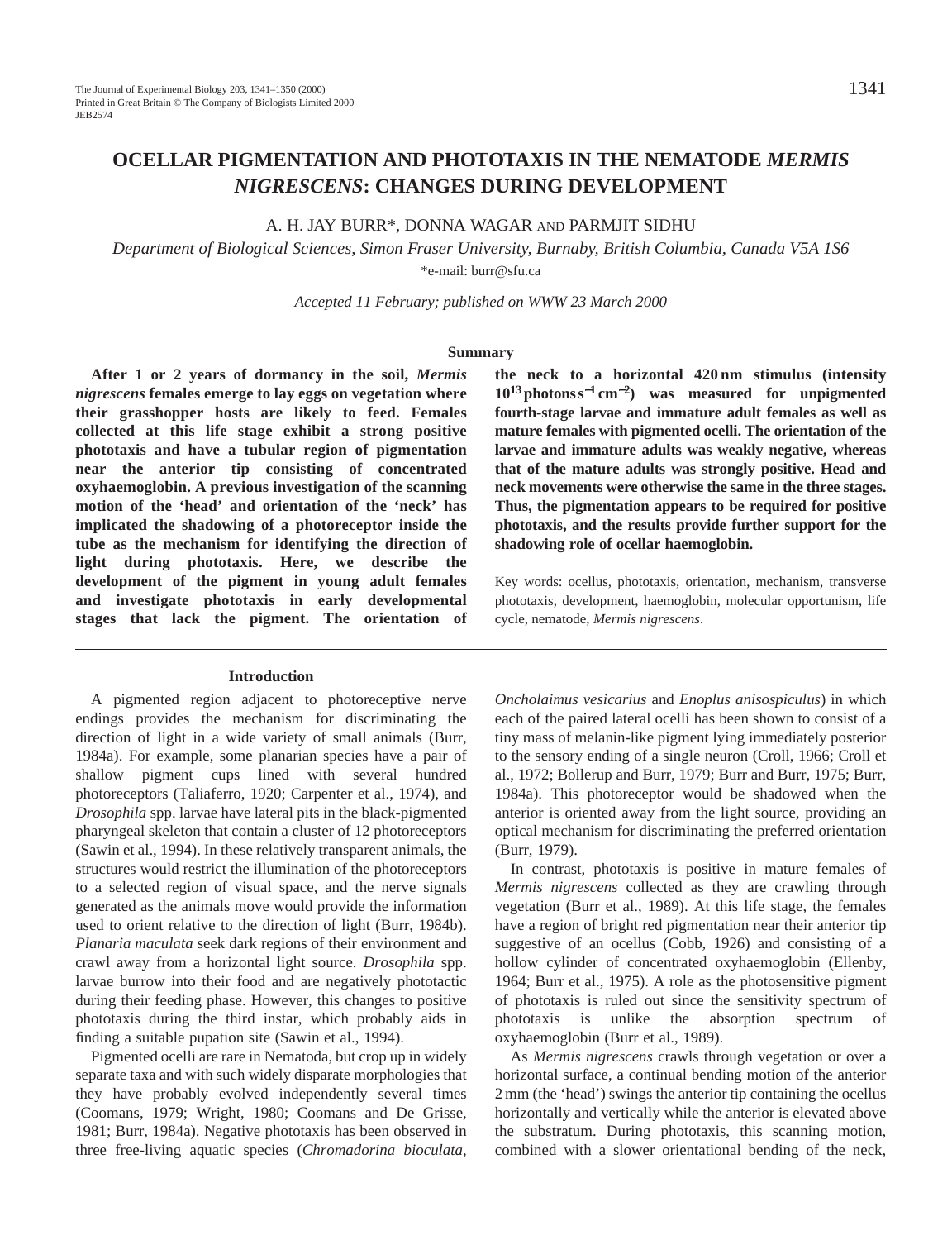# OCELLAR PIGMENTATION AND PHOTOTAXIS IN THE NEMATODE *MERMIS NIGRESCENS*: CHANGES DURING DEVELOPMENT

A. H. JAY BURR*, DONNA WAGAR AND PARMJIT SIDHU

*Department of Biological Sciences, Simon Fraser University, Burnaby, British Columbia, Canada V5A 1S6*

*e-mail: burr@sfu.ca

*Accepted 11 February; published on WWW 23 March 2000*

## Summary

**After 1 or 2 years of dormancy in the soil, *Mermis nigrescens* females emerge to lay eggs on vegetation where their grasshopper hosts are likely to feed. Females collected at this life stage exhibit a strong positive phototaxis and have a tubular region of pigmentation near the anterior tip consisting of concentrated oxyhaemoglobin. A previous investigation of the scanning motion of the 'head' and orientation of the 'neck' has implicated the shadowing of a photoreceptor inside the tube as the mechanism for identifying the direction of light during phototaxis. Here, we describe the development of the pigment in young adult females and investigate phototaxis in early developmental stages that lack the pigment. The orientation of the neck to a horizontal 420 nm stimulus (intensity $10^{13}$ photons $s^{-1}$ $cm^{-2}$) was measured for unpigmented fourth-stage larvae and immature adult females as well as mature females with pigmented ocelli. The orientation of the larvae and immature adults was weakly negative, whereas that of the mature adults was strongly positive. Head and neck movements were otherwise the same in the three stages. Thus, the pigmentation appears to be required for positive phototaxis, and the results provide further support for the shadowing role of ocellar haemoglobin.**

Key words: ocellus, phototaxis, orientation, mechanism, transverse phototaxis, development, haemoglobin, molecular opportunism, life cycle, nematode, *Mermis nigrescens*.

## Introduction

A pigmented region adjacent to photoreceptive nerve endings provides the mechanism for discriminating the direction of light in a wide variety of small animals (Burr, 1984a). For example, some planarian species have a pair of shallow pigment cups lined with several hundred photoreceptors (Taliaferro, 1920; Carpenter et al., 1974), and *Drosophila* spp. larvae have lateral pits in the black-pigmented pharyngeal skeleton that contain a cluster of 12 photoreceptors (Sawin et al., 1994). In these relatively transparent animals, the structures would restrict the illumination of the photoreceptors to a selected region of visual space, and the nerve signals generated as the animals move would provide the information used to orient relative to the direction of light (Burr, 1984b). *Planaria maculata* seek dark regions of their environment and crawl away from a horizontal light source. *Drosophila* spp. larvae burrow into their food and are negatively phototactic during their feeding phase. However, this changes to positive phototaxis during the third instar, which probably aids in finding a suitable pupation site (Sawin et al., 1994).

Pigmented ocelli are rare in Nematoda, but crop up in widely separate taxa and with such widely disparate morphologies that they have probably evolved independently several times (Coomans, 1979; Wright, 1980; Coomans and De Grisse, 1981; Burr, 1984a). Negative phototaxis has been observed in three free-living aquatic species (*Chromadorina bioculata*, *Oncholaimus vesicarius* and *Enoplus anisospiculus*) in which each of the paired lateral ocelli has been shown to consist of a tiny mass of melanin-like pigment lying immediately posterior to the sensory ending of a single neuron (Croll, 1966; Croll et al., 1972; Bollerup and Burr, 1979; Burr and Burr, 1975; Burr, 1984a). This photoreceptor would be shadowed when the anterior is oriented away from the light source, providing an optical mechanism for discriminating the preferred orientation (Burr, 1979).

In contrast, phototaxis is positive in mature females of *Mermis nigrescens* collected as they are crawling through vegetation (Burr et al., 1989). At this life stage, the females have a region of bright red pigmentation near their anterior tip suggestive of an ocellus (Cobb, 1926) and consisting of a hollow cylinder of concentrated oxyhaemoglobin (Ellenby, 1964; Burr et al., 1975). A role as the photosensitive pigment of phototaxis is ruled out since the sensitivity spectrum of phototaxis is unlike the absorption spectrum of oxyhaemoglobin (Burr et al., 1989).

As *Mermis nigrescens* crawls through vegetation or over a horizontal surface, a continual bending motion of the anterior 2 mm (the 'head') swings the anterior tip containing the ocellus horizontally and vertically while the anterior is elevated above the substratum. During phototaxis, this scanning motion, combined with a slower orientational bending of the neck,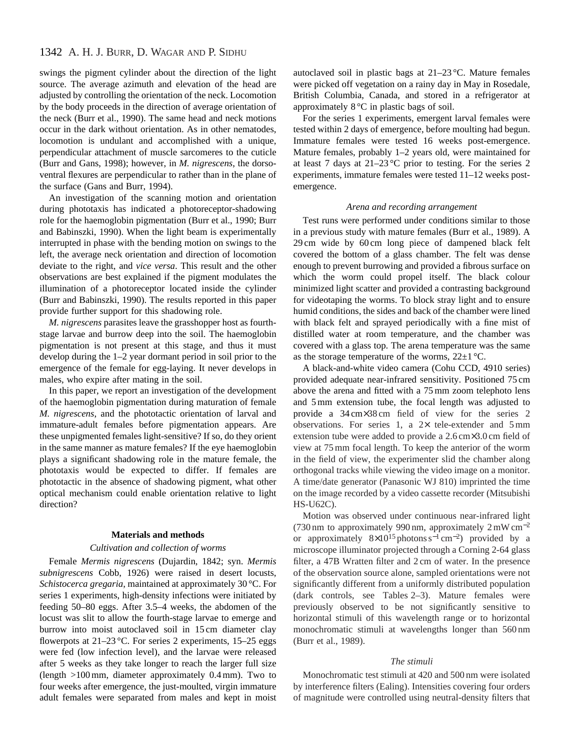swings the pigment cylinder about the direction of the light source. The average azimuth and elevation of the head are adjusted by controlling the orientation of the neck. Locomotion by the body proceeds in the direction of average orientation of the neck (Burr et al., 1990). The same head and neck motions occur in the dark without orientation. As in other nematodes, locomotion is undulant and accomplished with a unique, perpendicular attachment of muscle sarcomeres to the cuticle (Burr and Gans, 1998); however, in *M. nigrescens*, the dorso-ventral flexures are perpendicular to rather than in the plane of the surface (Gans and Burr, 1994).

An investigation of the scanning motion and orientation during phototaxis has indicated a photoreceptor-shadowing role for the haemoglobin pigmentation (Burr et al., 1990; Burr and Babinszki, 1990). When the light beam is experimentally interrupted in phase with the bending motion on swings to the left, the average neck orientation and direction of locomotion deviate to the right, and *vice versa*. This result and the other observations are best explained if the pigment modulates the illumination of a photoreceptor located inside the cylinder (Burr and Babinszki, 1990). The results reported in this paper provide further support for this shadowing role.

*M. nigrescens* parasites leave the grasshopper host as fourth-stage larvae and burrow deep into the soil. The haemoglobin pigmentation is not present at this stage, and thus it must develop during the 1–2 year dormant period in soil prior to the emergence of the female for egg-laying. It never develops in males, who expire after mating in the soil.

In this paper, we report an investigation of the development of the haemoglobin pigmentation during maturation of female *M. nigrescens*, and the phototactic orientation of larval and immature-adult females before pigmentation appears. Are these unpigmented females light-sensitive? If so, do they orient in the same manner as mature females? If the eye haemoglobin plays a significant shadowing role in the mature female, the phototaxis would be expected to differ. If females are phototactic in the absence of shadowing pigment, what other optical mechanism could enable orientation relative to light direction?

## Materials and methods

### *Cultivation and collection of worms*

Female *Mermis nigrescens* (Dujardin, 1842; syn. *Mermis subnigrescens* Cobb, 1926) were raised in desert locusts, *Schistocerca gregaria*, maintained at approximately 30 °C. For series 1 experiments, high-density infections were initiated by feeding 50–80 eggs. After 3.5–4 weeks, the abdomen of the locust was slit to allow the fourth-stage larvae to emerge and burrow into moist autoclaved soil in 15 cm diameter clay flowerpots at 21–23 °C. For series 2 experiments, 15–25 eggs were fed (low infection level), and the larvae were released after 5 weeks as they take longer to reach the larger full size (length >100 mm, diameter approximately 0.4 mm). Two to four weeks after emergence, the just-moulted, virgin immature adult females were separated from males and kept in moist autoclaved soil in plastic bags at 21–23 °C. Mature females were picked off vegetation on a rainy day in May in Rosedale, British Columbia, Canada, and stored in a refrigerator at approximately 8 °C in plastic bags of soil.

For the series 1 experiments, emergent larval females were tested within 2 days of emergence, before moulting had begun. Immature females were tested 16 weeks post-emergence. Mature females, probably 1–2 years old, were maintained for at least 7 days at 21–23 °C prior to testing. For the series 2 experiments, immature females were tested 11–12 weeks post-emergence.

### *Arena and recording arrangement*

Test runs were performed under conditions similar to those in a previous study with mature females (Burr et al., 1989). A 29 cm wide by 60 cm long piece of dampened black felt covered the bottom of a glass chamber. The felt was dense enough to prevent burrowing and provided a fibrous surface on which the worm could propel itself. The black colour minimized light scatter and provided a contrasting background for videotaping the worms. To block stray light and to ensure humid conditions, the sides and back of the chamber were lined with black felt and sprayed periodically with a fine mist of distilled water at room temperature, and the chamber was covered with a glass top. The arena temperature was the same as the storage temperature of the worms, 22±1 °C.

A black-and-white video camera (Cohu CCD, 4910 series) provided adequate near-infrared sensitivity. Positioned 75 cm above the arena and fitted with a 75 mm zoom telephoto lens and 5 mm extension tube, the focal length was adjusted to provide a 34 cm×38 cm field of view for the series 2 observations. For series 1, a 2× tele-extender and 5 mm extension tube were added to provide a 2.6 cm×3.0 cm field of view at 75 mm focal length. To keep the anterior of the worm in the field of view, the experimenter slid the chamber along orthogonal tracks while viewing the video image on a monitor. A time/date generator (Panasonic WJ 810) imprinted the time on the image recorded by a video cassette recorder (Mitsubishi HS-U62C).

Motion was observed under continuous near-infrared light (730 nm to approximately 990 nm, approximately 2 mW cm$^{-2}$ or approximately $8\times10^{15}$ photons s$^{-1}$ cm$^{-2}$) provided by a microscope illuminator projected through a Corning 2-64 glass filter, a 47B Wratten filter and 2 cm of water. In the presence of the observation source alone, sampled orientations were not significantly different from a uniformly distributed population (dark controls, see Tables 2–3). Mature females were previously observed to be not significantly sensitive to horizontal stimuli of this wavelength range or to horizontal monochromatic stimuli at wavelengths longer than 560 nm (Burr et al., 1989).

### *The stimuli*

Monochromatic test stimuli at 420 and 500 nm were isolated by interference filters (Ealing). Intensities covering four orders of magnitude were controlled using neutral-density filters that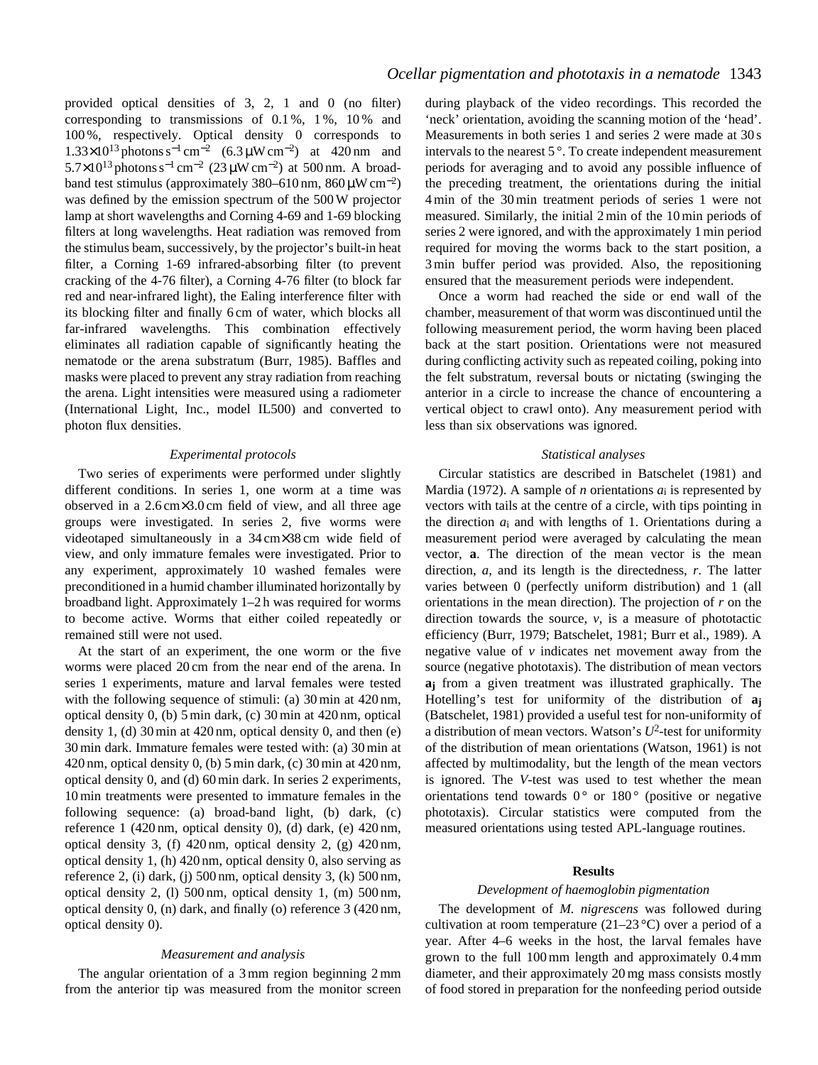provided optical densities of 3, 2, 1 and 0 (no filter) corresponding to transmissions of 0.1 %, 1 %, 10 % and 100 %, respectively. Optical density 0 corresponds to $1.33\times10^{13}$ photons s$^{-1}$ cm$^{-2}$ (6.3 μW cm$^{-2}$) at 420 nm and $5.7\times10^{13}$ photons s$^{-1}$ cm$^{-2}$ (23 μW cm$^{-2}$) at 500 nm. A broad-band test stimulus (approximately 380–610 nm, 860 μW cm$^{-2}$) was defined by the emission spectrum of the 500 W projector lamp at short wavelengths and Corning 4-69 and 1-69 blocking filters at long wavelengths. Heat radiation was removed from the stimulus beam, successively, by the projector's built-in heat filter, a Corning 1-69 infrared-absorbing filter (to prevent cracking of the 4-76 filter), a Corning 4-76 filter (to block far red and near-infrared light), the Ealing interference filter with its blocking filter and finally 6 cm of water, which blocks all far-infrared wavelengths. This combination effectively eliminates all radiation capable of significantly heating the nematode or the arena substratum (Burr, 1985). Baffles and masks were placed to prevent any stray radiation from reaching the arena. Light intensities were measured using a radiometer (International Light, Inc., model IL500) and converted to photon flux densities.

### *Experimental protocols*

Two series of experiments were performed under slightly different conditions. In series 1, one worm at a time was observed in a 2.6 cm×3.0 cm field of view, and all three age groups were investigated. In series 2, five worms were videotaped simultaneously in a 34 cm×38 cm wide field of view, and only immature females were investigated. Prior to any experiment, approximately 10 washed females were preconditioned in a humid chamber illuminated horizontally by broadband light. Approximately 1–2 h was required for worms to become active. Worms that either coiled repeatedly or remained still were not used.

At the start of an experiment, the one worm or the five worms were placed 20 cm from the near end of the arena. In series 1 experiments, mature and larval females were tested with the following sequence of stimuli: (a) 30 min at 420 nm, optical density 0, (b) 5 min dark, (c) 30 min at 420 nm, optical density 1, (d) 30 min at 420 nm, optical density 0, and then (e) 30 min dark. Immature females were tested with: (a) 30 min at 420 nm, optical density 0, (b) 5 min dark, (c) 30 min at 420 nm, optical density 0, and (d) 60 min dark. In series 2 experiments, 10 min treatments were presented to immature females in the following sequence: (a) broad-band light, (b) dark, (c) reference 1 (420 nm, optical density 0), (d) dark, (e) 420 nm, optical density 3, (f) 420 nm, optical density 2, (g) 420 nm, optical density 1, (h) 420 nm, optical density 0, also serving as reference 2, (i) dark, (j) 500 nm, optical density 3, (k) 500 nm, optical density 2, (l) 500 nm, optical density 1, (m) 500 nm, optical density 0, (n) dark, and finally (o) reference 3 (420 nm, optical density 0).

### *Measurement and analysis*

The angular orientation of a 3 mm region beginning 2 mm from the anterior tip was measured from the monitor screen during playback of the video recordings. This recorded the 'neck' orientation, avoiding the scanning motion of the 'head'. Measurements in both series 1 and series 2 were made at 30 s intervals to the nearest 5 °. To create independent measurement periods for averaging and to avoid any possible influence of the preceding treatment, the orientations during the initial 4 min of the 30 min treatment periods of series 1 were not measured. Similarly, the initial 2 min of the 10 min periods of series 2 were ignored, and with the approximately 1 min period required for moving the worms back to the start position, a 3 min buffer period was provided. Also, the repositioning ensured that the measurement periods were independent.

Once a worm had reached the side or end wall of the chamber, measurement of that worm was discontinued until the following measurement period, the worm having been placed back at the start position. Orientations were not measured during conflicting activity such as repeated coiling, poking into the felt substratum, reversal bouts or nictating (swinging the anterior in a circle to increase the chance of encountering a vertical object to crawl onto). Any measurement period with less than six observations was ignored.

### *Statistical analyses*

Circular statistics are described in Batschelet (1981) and Mardia (1972). A sample of $n$ orientations $a_i$ is represented by vectors with tails at the centre of a circle, with tips pointing in the direction $a_i$ and with lengths of 1. Orientations during a measurement period were averaged by calculating the mean vector, **a**. The direction of the mean vector is the mean direction, $a$, and its length is the directedness, $r$. The latter varies between 0 (perfectly uniform distribution) and 1 (all orientations in the mean direction). The projection of $r$ on the direction towards the source, $v$, is a measure of phototactic efficiency (Burr, 1979; Batschelet, 1981; Burr et al., 1989). A negative value of $v$ indicates net movement away from the source (negative phototaxis). The distribution of mean vectors $\mathbf{a_j}$ from a given treatment was illustrated graphically. The Hotelling's test for uniformity of the distribution of $\mathbf{a_j}$ (Batschelet, 1981) provided a useful test for non-uniformity of a distribution of mean vectors. Watson's $U^2$-test for uniformity of the distribution of mean orientations (Watson, 1961) is not affected by multimodality, but the length of the mean vectors is ignored. The $V$-test was used to test whether the mean orientations tend towards 0 ° or 180 ° (positive or negative phototaxis). Circular statistics were computed from the measured orientations using tested APL-language routines.

## Results

### *Development of haemoglobin pigmentation*

The development of *M. nigrescens* was followed during cultivation at room temperature (21–23 °C) over a period of a year. After 4–6 weeks in the host, the larval females have grown to the full 100 mm length and approximately 0.4 mm diameter, and their approximately 20 mg mass consists mostly of food stored in preparation for the nonfeeding period outside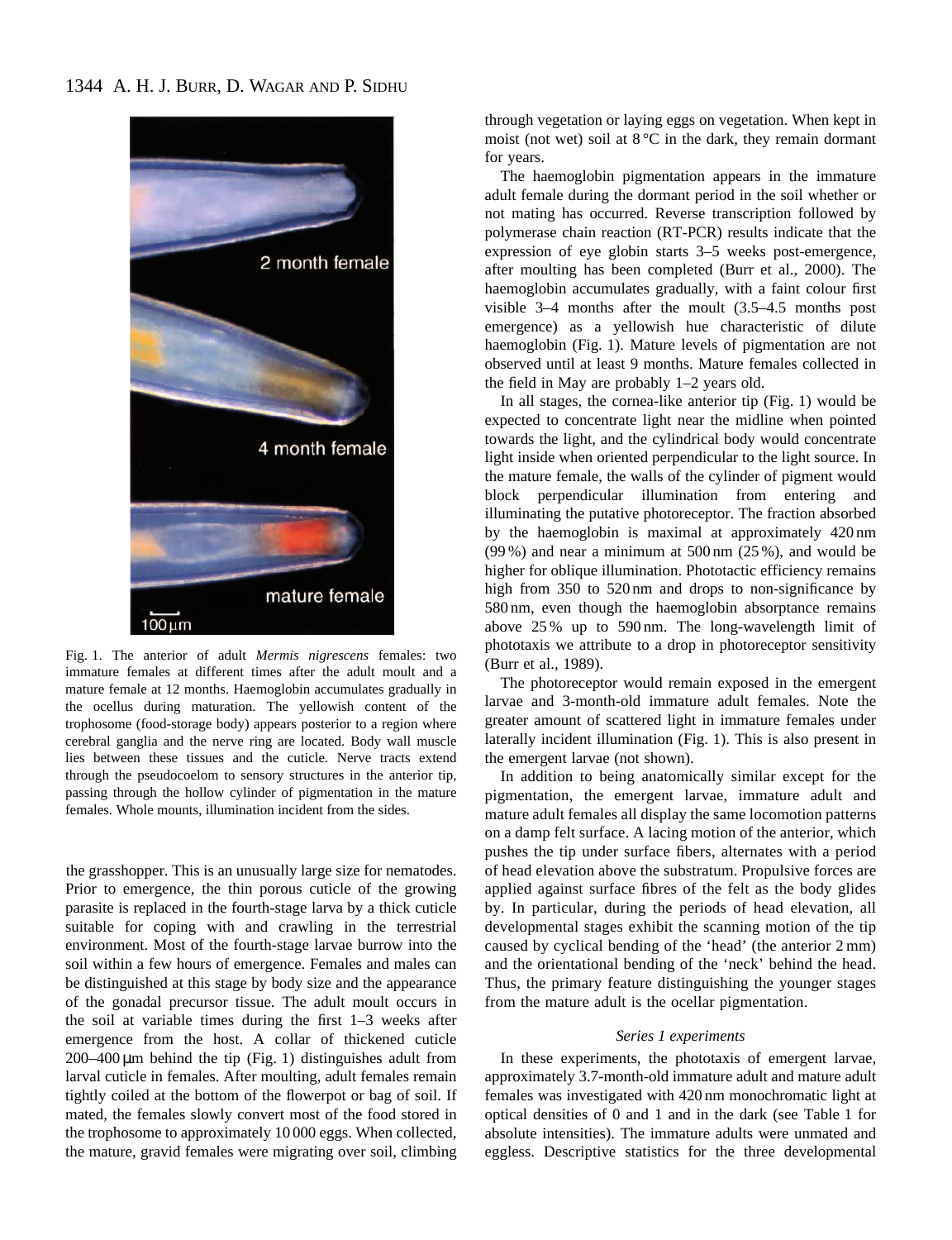Fig. 1. The anterior of adult *Mermis nigrescens* females: two immature females at different times after the adult moult and a mature female at 12 months. Haemoglobin accumulates gradually in the ocellus during maturation. The yellowish content of the trophosome (food-storage body) appears posterior to a region where cerebral ganglia and the nerve ring are located. Body wall muscle lies between these tissues and the cuticle. Nerve tracts extend through the pseudocoelom to sensory structures in the anterior tip, passing through the hollow cylinder of pigmentation in the mature females. Whole mounts, illumination incident from the sides.

the grasshopper. This is an unusually large size for nematodes. Prior to emergence, the thin porous cuticle of the growing parasite is replaced in the fourth-stage larva by a thick cuticle suitable for coping with and crawling in the terrestrial environment. Most of the fourth-stage larvae burrow into the soil within a few hours of emergence. Females and males can be distinguished at this stage by body size and the appearance of the gonadal precursor tissue. The adult moult occurs in the soil at variable times during the first 1–3 weeks after emergence from the host. A collar of thickened cuticle 200–400 μm behind the tip (Fig. 1) distinguishes adult from larval cuticle in females. After moulting, adult females remain tightly coiled at the bottom of the flowerpot or bag of soil. If mated, the females slowly convert most of the food stored in the trophosome to approximately 10 000 eggs. When collected, the mature, gravid females were migrating over soil, climbing through vegetation or laying eggs on vegetation. When kept in moist (not wet) soil at 8 °C in the dark, they remain dormant for years.

The haemoglobin pigmentation appears in the immature adult female during the dormant period in the soil whether or not mating has occurred. Reverse transcription followed by polymerase chain reaction (RT-PCR) results indicate that the expression of eye globin starts 3–5 weeks post-emergence, after moulting has been completed (Burr et al., 2000). The haemoglobin accumulates gradually, with a faint colour first visible 3–4 months after the moult (3.5–4.5 months post emergence) as a yellowish hue characteristic of dilute haemoglobin (Fig. 1). Mature levels of pigmentation are not observed until at least 9 months. Mature females collected in the field in May are probably 1–2 years old.

In all stages, the cornea-like anterior tip (Fig. 1) would be expected to concentrate light near the midline when pointed towards the light, and the cylindrical body would concentrate light inside when oriented perpendicular to the light source. In the mature female, the walls of the cylinder of pigment would block perpendicular illumination from entering and illuminating the putative photoreceptor. The fraction absorbed by the haemoglobin is maximal at approximately 420 nm (99 %) and near a minimum at 500 nm (25 %), and would be higher for oblique illumination. Phototactic efficiency remains high from 350 to 520 nm and drops to non-significance by 580 nm, even though the haemoglobin absorptance remains above 25 % up to 590 nm. The long-wavelength limit of phototaxis we attribute to a drop in photoreceptor sensitivity (Burr et al., 1989).

The photoreceptor would remain exposed in the emergent larvae and 3-month-old immature adult females. Note the greater amount of scattered light in immature females under laterally incident illumination (Fig. 1). This is also present in the emergent larvae (not shown).

In addition to being anatomically similar except for the pigmentation, the emergent larvae, immature adult and mature adult females all display the same locomotion patterns on a damp felt surface. A lacing motion of the anterior, which pushes the tip under surface fibers, alternates with a period of head elevation above the substratum. Propulsive forces are applied against surface fibres of the felt as the body glides by. In particular, during the periods of head elevation, all developmental stages exhibit the scanning motion of the tip caused by cyclical bending of the 'head' (the anterior 2 mm) and the orientational bending of the 'neck' behind the head. Thus, the primary feature distinguishing the younger stages from the mature adult is the ocellar pigmentation.

### *Series 1 experiments*

In these experiments, the phototaxis of emergent larvae, approximately 3.7-month-old immature adult and mature adult females was investigated with 420 nm monochromatic light at optical densities of 0 and 1 and in the dark (see Table 1 for absolute intensities). The immature adults were unmated and eggless. Descriptive statistics for the three developmental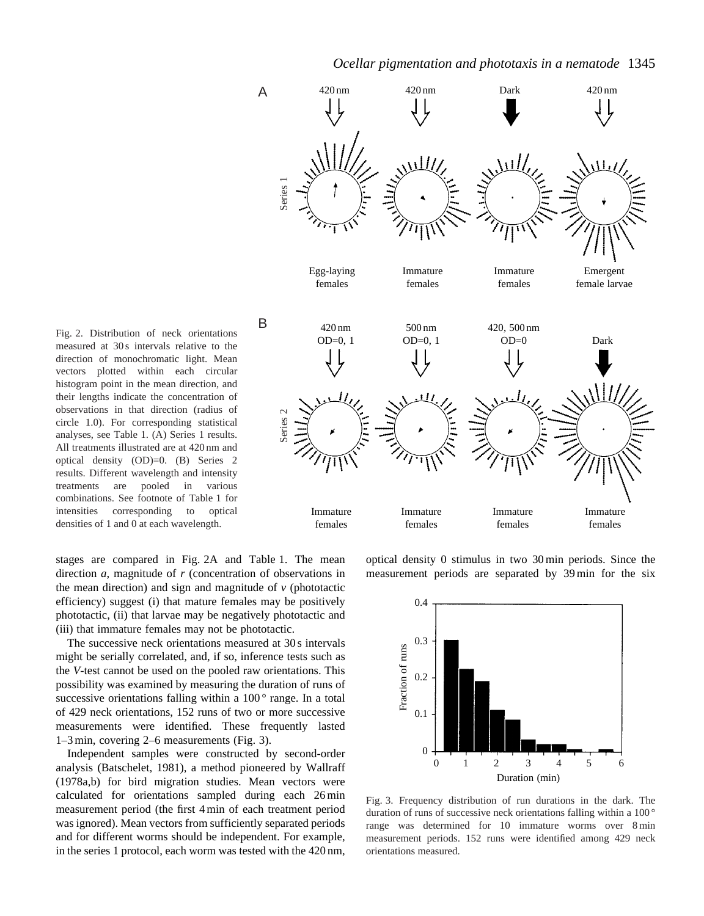Fig. 2. Distribution of neck orientations measured at 30 s intervals relative to the direction of monochromatic light. Mean vectors plotted within each circular histogram point in the mean direction, and their lengths indicate the concentration of observations in that direction (radius of circle 1.0). For corresponding statistical analyses, see Table 1. (A) Series 1 results. All treatments illustrated are at 420 nm and optical density (OD)=0. (B) Series 2 results. Different wavelength and intensity treatments are pooled in various combinations. See footnote of Table 1 for intensities corresponding to optical densities of 1 and 0 at each wavelength.

stages are compared in Fig. 2A and Table 1. The mean direction *a*, magnitude of *r* (concentration of observations in the mean direction) and sign and magnitude of *v* (phototactic efficiency) suggest (i) that mature females may be positively phototactic, (ii) that larvae may be negatively phototactic and (iii) that immature females may not be phototactic.

The successive neck orientations measured at 30 s intervals might be serially correlated, and, if so, inference tests such as the *V*-test cannot be used on the pooled raw orientations. This possibility was examined by measuring the duration of runs of successive orientations falling within a 100° range. In a total of 429 neck orientations, 152 runs of two or more successive measurements were identified. These frequently lasted 1–3 min, covering 2–6 measurements (Fig. 3).

Independent samples were constructed by second-order analysis (Batschelet, 1981), a method pioneered by Wallraff (1978a,b) for bird migration studies. Mean vectors were calculated for orientations sampled during each 26 min measurement period (the first 4 min of each treatment period was ignored). Mean vectors from sufficiently separated periods and for different worms should be independent. For example, in the series 1 protocol, each worm was tested with the 420 nm, optical density 0 stimulus in two 30 min periods. Since the measurement periods are separated by 39 min for the six

Fig. 3. Frequency distribution of run durations in the dark. The duration of runs of successive neck orientations falling within a 100° range was determined for 10 immature worms over 8 min measurement periods. 152 runs were identified among 429 neck orientations measured.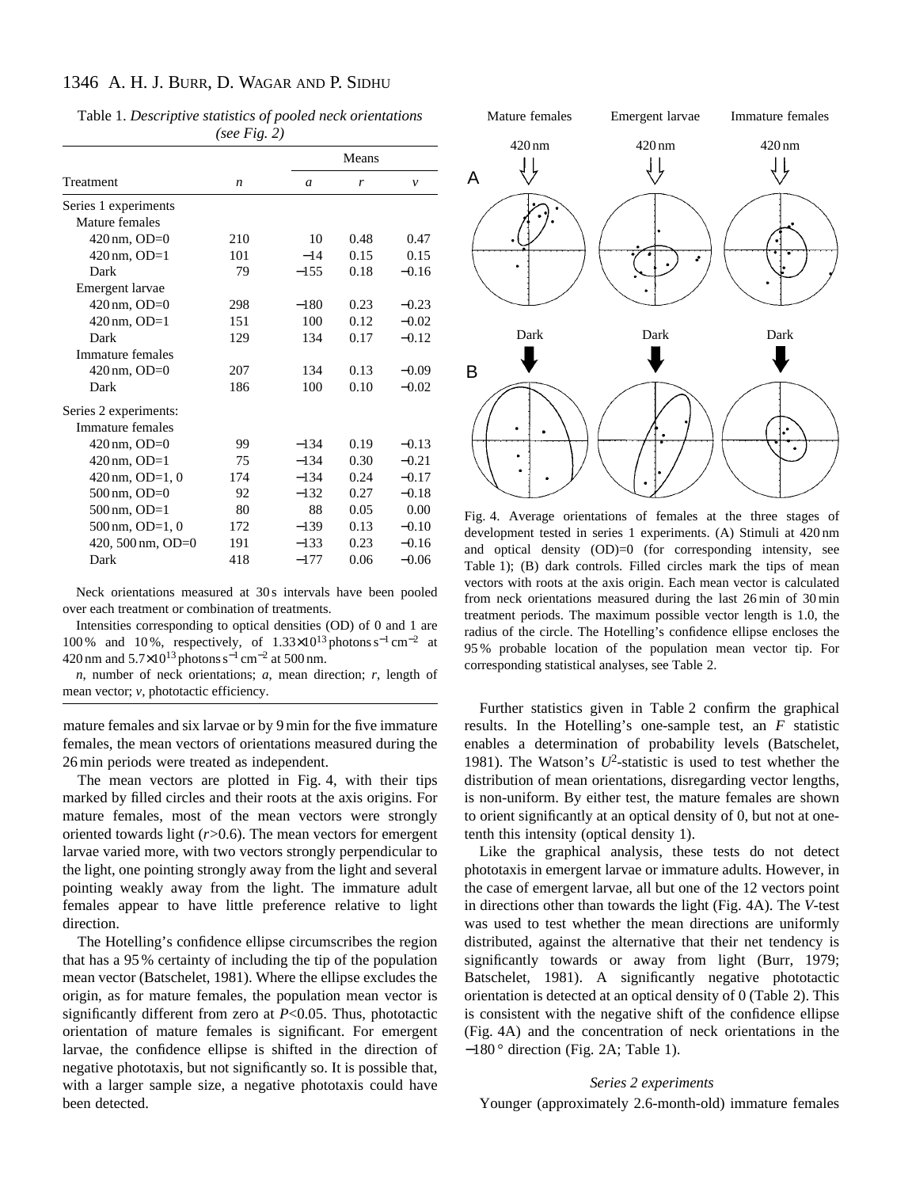Table 1. *Descriptive statistics of pooled neck orientations (see Fig. 2)*

| Treatment | $n$ | Means | | |
|---|---|---|---|---|
| | | $a$ | $r$ | $v$ |
| Series 1 experiments | | | | |
| Mature females | | | | |
| 420 nm, OD=0 | 210 | 10 | 0.48 | 0.47 |
| 420 nm, OD=1 | 101 | −14 | 0.15 | 0.15 |
| Dark | 79 | −155 | 0.18 | −0.16 |
| Emergent larvae | | | | |
| 420 nm, OD=0 | 298 | −180 | 0.23 | −0.23 |
| 420 nm, OD=1 | 151 | 100 | 0.12 | −0.02 |
| Dark | 129 | 134 | 0.17 | −0.12 |
| Immature females | | | | |
| 420 nm, OD=0 | 207 | 134 | 0.13 | −0.09 |
| Dark | 186 | 100 | 0.10 | −0.02 |
| Series 2 experiments: | | | | |
| Immature females | | | | |
| 420 nm, OD=0 | 99 | −134 | 0.19 | −0.13 |
| 420 nm, OD=1 | 75 | −134 | 0.30 | −0.21 |
| 420 nm, OD=1, 0 | 174 | −134 | 0.24 | −0.17 |
| 500 nm, OD=0 | 92 | −132 | 0.27 | −0.18 |
| 500 nm, OD=1 | 80 | 88 | 0.05 | 0.00 |
| 500 nm, OD=1, 0 | 172 | −139 | 0.13 | −0.10 |
| 420, 500 nm, OD=0 | 191 | −133 | 0.23 | −0.16 |
| Dark | 418 | −177 | 0.06 | −0.06 |

Neck orientations measured at 30 s intervals have been pooled over each treatment or combination of treatments.

Intensities corresponding to optical densities (OD) of 0 and 1 are 100 % and 10 %, respectively, of $1.33{\times}10^{13}$ photons s$^{-1}$ cm$^{-2}$ at 420 nm and $5.7{\times}10^{13}$ photons s$^{-1}$ cm$^{-2}$ at 500 nm.

$n$, number of neck orientations; $a$, mean direction; $r$, length of mean vector; $v$, phototactic efficiency.

mature females and six larvae or by 9 min for the five immature females, the mean vectors of orientations measured during the 26 min periods were treated as independent.

The mean vectors are plotted in Fig. 4, with their tips marked by filled circles and their roots at the axis origins. For mature females, most of the mean vectors were strongly oriented towards light ($r$>0.6). The mean vectors for emergent larvae varied more, with two vectors strongly perpendicular to the light, one pointing strongly away from the light and several pointing weakly away from the light. The immature adult females appear to have little preference relative to light direction.

The Hotelling's confidence ellipse circumscribes the region that has a 95 % certainty of including the tip of the population mean vector (Batschelet, 1981). Where the ellipse excludes the origin, as for mature females, the population mean vector is significantly different from zero at $P$<0.05. Thus, phototactic orientation of mature females is significant. For emergent larvae, the confidence ellipse is shifted in the direction of negative phototaxis, but not significantly so. It is possible that, with a larger sample size, a negative phototaxis could have been detected.

Fig. 4. Average orientations of females at the three stages of development tested in series 1 experiments. (A) Stimuli at 420 nm and optical density (OD)=0 (for corresponding intensity, see Table 1); (B) dark controls. Filled circles mark the tips of mean vectors with roots at the axis origin. Each mean vector is calculated from neck orientations measured during the last 26 min of 30 min treatment periods. The maximum possible vector length is 1.0, the radius of the circle. The Hotelling's confidence ellipse encloses the 95 % probable location of the population mean vector tip. For corresponding statistical analyses, see Table 2.

Further statistics given in Table 2 confirm the graphical results. In the Hotelling's one-sample test, an $F$ statistic enables a determination of probability levels (Batschelet, 1981). The Watson's $U^2$-statistic is used to test whether the distribution of mean orientations, disregarding vector lengths, is non-uniform. By either test, the mature females are shown to orient significantly at an optical density of 0, but not at one-tenth this intensity (optical density 1).

Like the graphical analysis, these tests do not detect phototaxis in emergent larvae or immature adults. However, in the case of emergent larvae, all but one of the 12 vectors point in directions other than towards the light (Fig. 4A). The $V$-test was used to test whether the mean directions are uniformly distributed, against the alternative that their net tendency is significantly towards or away from light (Burr, 1979; Batschelet, 1981). A significantly negative phototactic orientation is detected at an optical density of 0 (Table 2). This is consistent with the negative shift of the confidence ellipse (Fig. 4A) and the concentration of neck orientations in the −180 ° direction (Fig. 2A; Table 1).

### *Series 2 experiments*

Younger (approximately 2.6-month-old) immature females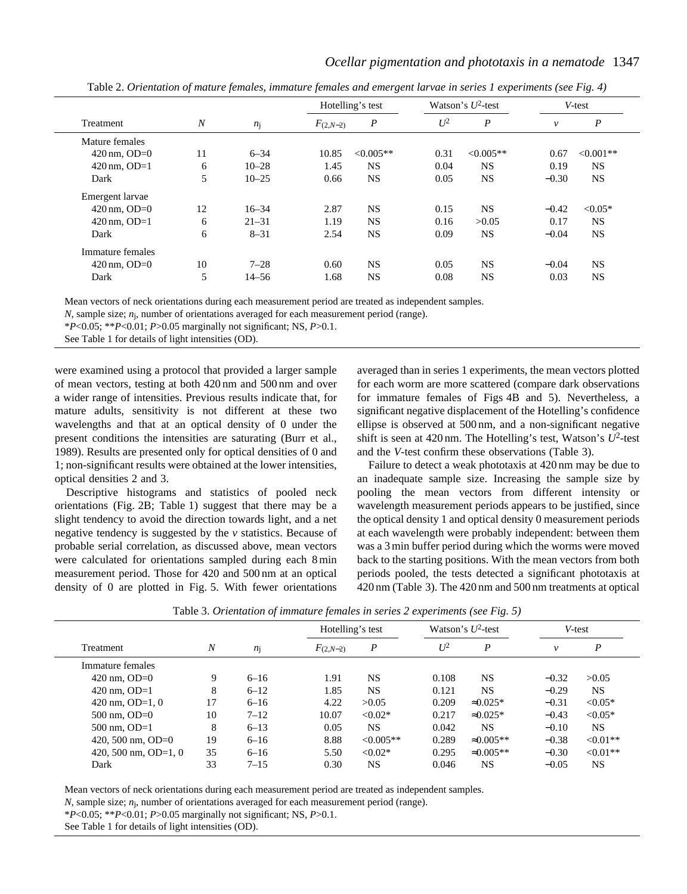Table 2. *Orientation of mature females, immature females and emergent larvae in series 1 experiments (see Fig. 4)*

| Treatment | $N$ | $n_j$ | Hotelling's test | | Watson's $U^2$-test | | $V$-test | |
|---|---|---|---|---|---|---|---|---|
| | | | $F_{(2,N-2)}$ | $P$ | $U^2$ | $P$ | $v$ | $P$ |
| Mature females | | | | | | | | |
| 420 nm, OD=0 | 11 | 6–34 | 10.85 | <0.005** | 0.31 | <0.005** | 0.67 | <0.001** |
| 420 nm, OD=1 | 6 | 10–28 | 1.45 | NS | 0.04 | NS | 0.19 | NS |
| Dark | 5 | 10–25 | 0.66 | NS | 0.05 | NS | −0.30 | NS |
| Emergent larvae | | | | | | | | |
| 420 nm, OD=0 | 12 | 16–34 | 2.87 | NS | 0.15 | NS | −0.42 | <0.05* |
| 420 nm, OD=1 | 6 | 21–31 | 1.19 | NS | 0.16 | >0.05 | 0.17 | NS |
| Dark | 6 | 8–31 | 2.54 | NS | 0.09 | NS | −0.04 | NS |
| Immature females | | | | | | | | |
| 420 nm, OD=0 | 10 | 7–28 | 0.60 | NS | 0.05 | NS | −0.04 | NS |
| Dark | 5 | 14–56 | 1.68 | NS | 0.08 | NS | 0.03 | NS |

Mean vectors of neck orientations during each measurement period are treated as independent samples.
$N$, sample size; $n_j$, number of orientations averaged for each measurement period (range).
*$P$<0.05; **$P$<0.01; $P$>0.05 marginally not significant; NS, $P$>0.1.
See Table 1 for details of light intensities (OD).

were examined using a protocol that provided a larger sample of mean vectors, testing at both 420 nm and 500 nm and over a wider range of intensities. Previous results indicate that, for mature adults, sensitivity is not different at these two wavelengths and that at an optical density of 0 under the present conditions the intensities are saturating (Burr et al., 1989). Results are presented only for optical densities of 0 and 1; non-significant results were obtained at the lower intensities, optical densities 2 and 3.

Descriptive histograms and statistics of pooled neck orientations (Fig. 2B; Table 1) suggest that there may be a slight tendency to avoid the direction towards light, and a net negative tendency is suggested by the $v$ statistics. Because of probable serial correlation, as discussed above, mean vectors were calculated for orientations sampled during each 8 min measurement period. Those for 420 and 500 nm at an optical density of 0 are plotted in Fig. 5. With fewer orientations averaged than in series 1 experiments, the mean vectors plotted for each worm are more scattered (compare dark observations for immature females of Figs 4B and 5). Nevertheless, a significant negative displacement of the Hotelling's confidence ellipse is observed at 500 nm, and a non-significant negative shift is seen at 420 nm. The Hotelling's test, Watson's $U^2$-test and the $V$-test confirm these observations (Table 3).

Failure to detect a weak phototaxis at 420 nm may be due to an inadequate sample size. Increasing the sample size by pooling the mean vectors from different intensity or wavelength measurement periods appears to be justified, since the optical density 1 and optical density 0 measurement periods at each wavelength were probably independent: between them was a 3 min buffer period during which the worms were moved back to the starting positions. With the mean vectors from both periods pooled, the tests detected a significant phototaxis at 420 nm (Table 3). The 420 nm and 500 nm treatments at optical

Table 3. *Orientation of immature females in series 2 experiments (see Fig. 5)*

| Treatment | $N$ | $n_j$ | Hotelling's test | | Watson's $U^2$-test | | $V$-test | |
|---|---|---|---|---|---|---|---|---|
| | | | $F_{(2,N-2)}$ | $P$ | $U^2$ | $P$ | $v$ | $P$ |
| Immature females | | | | | | | | |
| 420 nm, OD=0 | 9 | 6–16 | 1.91 | NS | 0.108 | NS | −0.32 | >0.05 |
| 420 nm, OD=1 | 8 | 6–12 | 1.85 | NS | 0.121 | NS | −0.29 | NS |
| 420 nm, OD=1, 0 | 17 | 6–16 | 4.22 | >0.05 | 0.209 | ≈0.025* | −0.31 | <0.05* |
| 500 nm, OD=0 | 10 | 7–12 | 10.07 | <0.02* | 0.217 | ≈0.025* | −0.43 | <0.05* |
| 500 nm, OD=1 | 8 | 6–13 | 0.05 | NS | 0.042 | NS | −0.10 | NS |
| 420, 500 nm, OD=0 | 19 | 6–16 | 8.88 | <0.005** | 0.289 | ≈0.005** | −0.38 | <0.01** |
| 420, 500 nm, OD=1, 0 | 35 | 6–16 | 5.50 | <0.02* | 0.295 | ≈0.005** | −0.30 | <0.01** |
| Dark | 33 | 7–15 | 0.30 | NS | 0.046 | NS | −0.05 | NS |

Mean vectors of neck orientations during each measurement period are treated as independent samples.
$N$, sample size; $n_j$, number of orientations averaged for each measurement period (range).
*$P$<0.05; **$P$<0.01; $P$>0.05 marginally not significant; NS, $P$>0.1.
See Table 1 for details of light intensities (OD).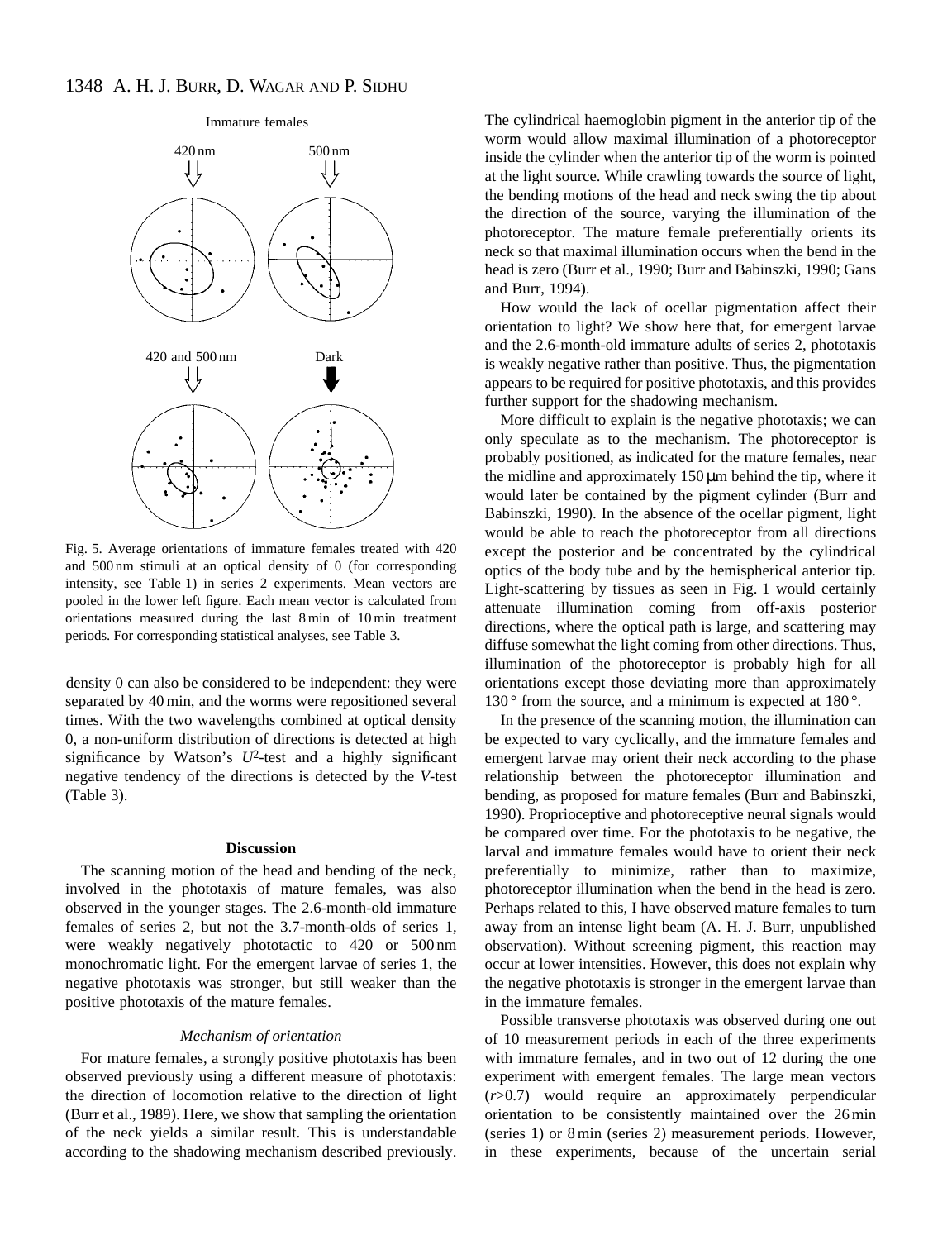Fig. 5. Average orientations of immature females treated with 420 and 500 nm stimuli at an optical density of 0 (for corresponding intensity, see Table 1) in series 2 experiments. Mean vectors are pooled in the lower left figure. Each mean vector is calculated from orientations measured during the last 8 min of 10 min treatment periods. For corresponding statistical analyses, see Table 3.

density 0 can also be considered to be independent: they were separated by 40 min, and the worms were repositioned several times. With the two wavelengths combined at optical density 0, a non-uniform distribution of directions is detected at high significance by Watson's $U^2$-test and a highly significant negative tendency of the directions is detected by the *V*-test (Table 3).

## Discussion

The scanning motion of the head and bending of the neck, involved in the phototaxis of mature females, was also observed in the younger stages. The 2.6-month-old immature females of series 2, but not the 3.7-month-olds of series 1, were weakly negatively phototactic to 420 or 500 nm monochromatic light. For the emergent larvae of series 1, the negative phototaxis was stronger, but still weaker than the positive phototaxis of the mature females.

### *Mechanism of orientation*

For mature females, a strongly positive phototaxis has been observed previously using a different measure of phototaxis: the direction of locomotion relative to the direction of light (Burr et al., 1989). Here, we show that sampling the orientation of the neck yields a similar result. This is understandable according to the shadowing mechanism described previously. The cylindrical haemoglobin pigment in the anterior tip of the worm would allow maximal illumination of a photoreceptor inside the cylinder when the anterior tip of the worm is pointed at the light source. While crawling towards the source of light, the bending motions of the head and neck swing the tip about the direction of the source, varying the illumination of the photoreceptor. The mature female preferentially orients its neck so that maximal illumination occurs when the bend in the head is zero (Burr et al., 1990; Burr and Babinszki, 1990; Gans and Burr, 1994).

How would the lack of ocellar pigmentation affect their orientation to light? We show here that, for emergent larvae and the 2.6-month-old immature adults of series 2, phototaxis is weakly negative rather than positive. Thus, the pigmentation appears to be required for positive phototaxis, and this provides further support for the shadowing mechanism.

More difficult to explain is the negative phototaxis; we can only speculate as to the mechanism. The photoreceptor is probably positioned, as indicated for the mature females, near the midline and approximately 150 μm behind the tip, where it would later be contained by the pigment cylinder (Burr and Babinszki, 1990). In the absence of the ocellar pigment, light would be able to reach the photoreceptor from all directions except the posterior and be concentrated by the cylindrical optics of the body tube and by the hemispherical anterior tip. Light-scattering by tissues as seen in Fig. 1 would certainly attenuate illumination coming from off-axis posterior directions, where the optical path is large, and scattering may diffuse somewhat the light coming from other directions. Thus, illumination of the photoreceptor is probably high for all orientations except those deviating more than approximately 130° from the source, and a minimum is expected at 180°.

In the presence of the scanning motion, the illumination can be expected to vary cyclically, and the immature females and emergent larvae may orient their neck according to the phase relationship between the photoreceptor illumination and bending, as proposed for mature females (Burr and Babinszki, 1990). Proprioceptive and photoreceptive neural signals would be compared over time. For the phototaxis to be negative, the larval and immature females would have to orient their neck preferentially to minimize, rather than to maximize, photoreceptor illumination when the bend in the head is zero. Perhaps related to this, I have observed mature females to turn away from an intense light beam (A. H. J. Burr, unpublished observation). Without screening pigment, this reaction may occur at lower intensities. However, this does not explain why the negative phototaxis is stronger in the emergent larvae than in the immature females.

Possible transverse phototaxis was observed during one out of 10 measurement periods in each of the three experiments with immature females, and in two out of 12 during the one experiment with emergent females. The large mean vectors ($r$>0.7) would require an approximately perpendicular orientation to be consistently maintained over the 26 min (series 1) or 8 min (series 2) measurement periods. However, in these experiments, because of the uncertain serial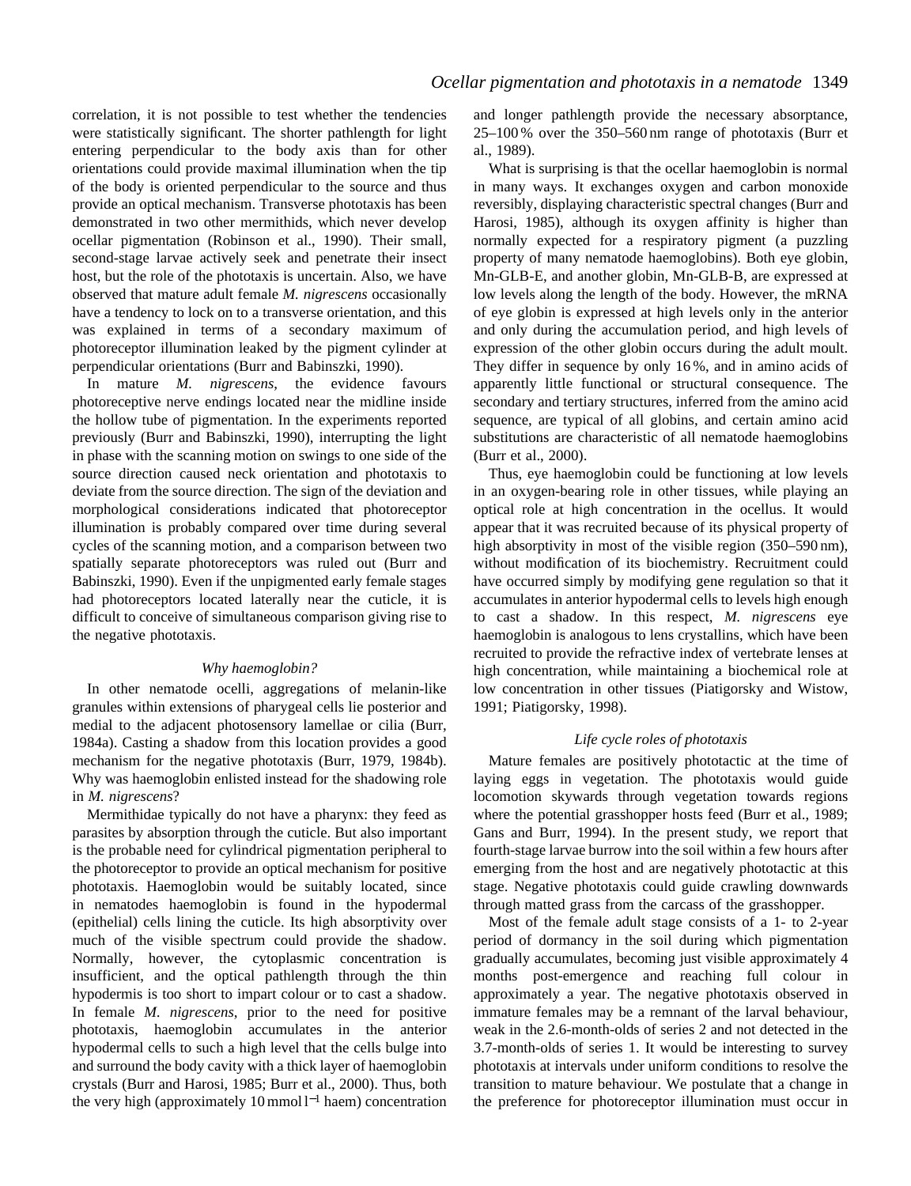correlation, it is not possible to test whether the tendencies were statistically significant. The shorter pathlength for light entering perpendicular to the body axis than for other orientations could provide maximal illumination when the tip of the body is oriented perpendicular to the source and thus provide an optical mechanism. Transverse phototaxis has been demonstrated in two other mermithids, which never develop ocellar pigmentation (Robinson et al., 1990). Their small, second-stage larvae actively seek and penetrate their insect host, but the role of the phototaxis is uncertain. Also, we have observed that mature adult female *M. nigrescens* occasionally have a tendency to lock on to a transverse orientation, and this was explained in terms of a secondary maximum of photoreceptor illumination leaked by the pigment cylinder at perpendicular orientations (Burr and Babinszki, 1990).

In mature *M. nigrescens*, the evidence favours photoreceptive nerve endings located near the midline inside the hollow tube of pigmentation. In the experiments reported previously (Burr and Babinszki, 1990), interrupting the light in phase with the scanning motion on swings to one side of the source direction caused neck orientation and phototaxis to deviate from the source direction. The sign of the deviation and morphological considerations indicated that photoreceptor illumination is probably compared over time during several cycles of the scanning motion, and a comparison between two spatially separate photoreceptors was ruled out (Burr and Babinszki, 1990). Even if the unpigmented early female stages had photoreceptors located laterally near the cuticle, it is difficult to conceive of simultaneous comparison giving rise to the negative phototaxis.

### *Why haemoglobin?*

In other nematode ocelli, aggregations of melanin-like granules within extensions of pharygeal cells lie posterior and medial to the adjacent photosensory lamellae or cilia (Burr, 1984a). Casting a shadow from this location provides a good mechanism for the negative phototaxis (Burr, 1979, 1984b). Why was haemoglobin enlisted instead for the shadowing role in *M. nigrescens*?

Mermithidae typically do not have a pharynx: they feed as parasites by absorption through the cuticle. But also important is the probable need for cylindrical pigmentation peripheral to the photoreceptor to provide an optical mechanism for positive phototaxis. Haemoglobin would be suitably located, since in nematodes haemoglobin is found in the hypodermal (epithelial) cells lining the cuticle. Its high absorptivity over much of the visible spectrum could provide the shadow. Normally, however, the cytoplasmic concentration is insufficient, and the optical pathlength through the thin hypodermis is too short to impart colour or to cast a shadow. In female *M. nigrescens*, prior to the need for positive phototaxis, haemoglobin accumulates in the anterior hypodermal cells to such a high level that the cells bulge into and surround the body cavity with a thick layer of haemoglobin crystals (Burr and Harosi, 1985; Burr et al., 2000). Thus, both the very high (approximately $10\,\mathrm{mmol\,l^{-1}}$ haem) concentration and longer pathlength provide the necessary absorptance, 25–100 % over the 350–560 nm range of phototaxis (Burr et al., 1989).

What is surprising is that the ocellar haemoglobin is normal in many ways. It exchanges oxygen and carbon monoxide reversibly, displaying characteristic spectral changes (Burr and Harosi, 1985), although its oxygen affinity is higher than normally expected for a respiratory pigment (a puzzling property of many nematode haemoglobins). Both eye globin, Mn-GLB-E, and another globin, Mn-GLB-B, are expressed at low levels along the length of the body. However, the mRNA of eye globin is expressed at high levels only in the anterior and only during the accumulation period, and high levels of expression of the other globin occurs during the adult moult. They differ in sequence by only 16 %, and in amino acids of apparently little functional or structural consequence. The secondary and tertiary structures, inferred from the amino acid sequence, are typical of all globins, and certain amino acid substitutions are characteristic of all nematode haemoglobins (Burr et al., 2000).

Thus, eye haemoglobin could be functioning at low levels in an oxygen-bearing role in other tissues, while playing an optical role at high concentration in the ocellus. It would appear that it was recruited because of its physical property of high absorptivity in most of the visible region (350–590 nm), without modification of its biochemistry. Recruitment could have occurred simply by modifying gene regulation so that it accumulates in anterior hypodermal cells to levels high enough to cast a shadow. In this respect, *M. nigrescens* eye haemoglobin is analogous to lens crystallins, which have been recruited to provide the refractive index of vertebrate lenses at high concentration, while maintaining a biochemical role at low concentration in other tissues (Piatigorsky and Wistow, 1991; Piatigorsky, 1998).

### *Life cycle roles of phototaxis*

Mature females are positively phototactic at the time of laying eggs in vegetation. The phototaxis would guide locomotion skywards through vegetation towards regions where the potential grasshopper hosts feed (Burr et al., 1989; Gans and Burr, 1994). In the present study, we report that fourth-stage larvae burrow into the soil within a few hours after emerging from the host and are negatively phototactic at this stage. Negative phototaxis could guide crawling downwards through matted grass from the carcass of the grasshopper.

Most of the female adult stage consists of a 1- to 2-year period of dormancy in the soil during which pigmentation gradually accumulates, becoming just visible approximately 4 months post-emergence and reaching full colour in approximately a year. The negative phototaxis observed in immature females may be a remnant of the larval behaviour, weak in the 2.6-month-olds of series 2 and not detected in the 3.7-month-olds of series 1. It would be interesting to survey phototaxis at intervals under uniform conditions to resolve the transition to mature behaviour. We postulate that a change in the preference for photoreceptor illumination must occur in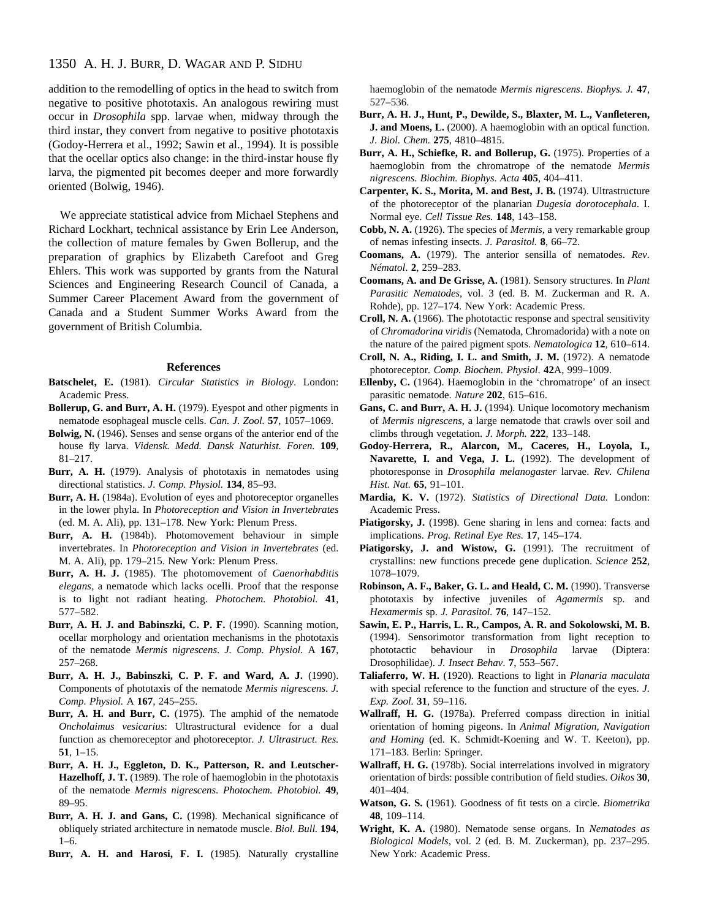addition to the remodelling of optics in the head to switch from negative to positive phototaxis. An analogous rewiring must occur in *Drosophila* spp. larvae when, midway through the third instar, they convert from negative to positive phototaxis (Godoy-Herrera et al., 1992; Sawin et al., 1994). It is possible that the ocellar optics also change: in the third-instar house fly larva, the pigmented pit becomes deeper and more forwardly oriented (Bolwig, 1946).

We appreciate statistical advice from Michael Stephens and Richard Lockhart, technical assistance by Erin Lee Anderson, the collection of mature females by Gwen Bollerup, and the preparation of graphics by Elizabeth Carefoot and Greg Ehlers. This work was supported by grants from the Natural Sciences and Engineering Research Council of Canada, a Summer Career Placement Award from the government of Canada and a Student Summer Works Award from the government of British Columbia.

## References

**Batschelet, E.** (1981). *Circular Statistics in Biology*. London: Academic Press.

**Bollerup, G. and Burr, A. H.** (1979). Eyespot and other pigments in nematode esophageal muscle cells. *Can. J. Zool.* **57**, 1057–1069.

**Bolwig, N.** (1946). Senses and sense organs of the anterior end of the house fly larva. *Vidensk. Medd. Dansk Naturhist. Foren.* **109**, 81–217.

**Burr, A. H.** (1979). Analysis of phototaxis in nematodes using directional statistics. *J. Comp. Physiol.* **134**, 85–93.

**Burr, A. H.** (1984a). Evolution of eyes and photoreceptor organelles in the lower phyla. In *Photoreception and Vision in Invertebrates* (ed. M. A. Ali), pp. 131–178. New York: Plenum Press.

**Burr, A. H.** (1984b). Photomovement behaviour in simple invertebrates. In *Photoreception and Vision in Invertebrates* (ed. M. A. Ali), pp. 179–215. New York: Plenum Press.

**Burr, A. H. J.** (1985). The photomovement of *Caenorhabditis elegans*, a nematode which lacks ocelli. Proof that the response is to light not radiant heating. *Photochem. Photobiol.* **41**, 577–582.

**Burr, A. H. J. and Babinszki, C. P. F.** (1990). Scanning motion, ocellar morphology and orientation mechanisms in the phototaxis of the nematode *Mermis nigrescens*. *J. Comp. Physiol.* A **167**, 257–268.

**Burr, A. H. J., Babinszki, C. P. F. and Ward, A. J.** (1990). Components of phototaxis of the nematode *Mermis nigrescens*. *J. Comp. Physiol.* A **167**, 245–255.

**Burr, A. H. and Burr, C.** (1975). The amphid of the nematode *Oncholaimus vesicarius*: Ultrastructural evidence for a dual function as chemoreceptor and photoreceptor. *J. Ultrastruct. Res.* **51**, 1–15.

**Burr, A. H. J., Eggleton, D. K., Patterson, R. and Leutscher-Hazelhoff, J. T.** (1989). The role of haemoglobin in the phototaxis of the nematode *Mermis nigrescens*. *Photochem. Photobiol.* **49**, 89–95.

**Burr, A. H. J. and Gans, C.** (1998). Mechanical significance of obliquely striated architecture in nematode muscle. *Biol. Bull.* **194**, 1–6.

**Burr, A. H. and Harosi, F. I.** (1985). Naturally crystalline haemoglobin of the nematode *Mermis nigrescens*. *Biophys. J.* **47**, 527–536.

**Burr, A. H. J., Hunt, P., Dewilde, S., Blaxter, M. L., Vanfleteren, J. and Moens, L.** (2000). A haemoglobin with an optical function. *J. Biol. Chem.* **275**, 4810–4815.

**Burr, A. H., Schiefke, R. and Bollerup, G.** (1975). Properties of a haemoglobin from the chromatrope of the nematode *Mermis nigrescens*. *Biochim. Biophys. Acta* **405**, 404–411.

**Carpenter, K. S., Morita, M. and Best, J. B.** (1974). Ultrastructure of the photoreceptor of the planarian *Dugesia dorotocephala*. I. Normal eye. *Cell Tissue Res.* **148**, 143–158.

**Cobb, N. A.** (1926). The species of *Mermis*, a very remarkable group of nemas infesting insects. *J. Parasitol.* **8**, 66–72.

**Coomans, A.** (1979). The anterior sensilla of nematodes. *Rev. Nématol.* **2**, 259–283.

**Coomans, A. and De Grisse, A.** (1981). Sensory structures. In *Plant Parasitic Nematodes*, vol. 3 (ed. B. M. Zuckerman and R. A. Rohde), pp. 127–174. New York: Academic Press.

**Croll, N. A.** (1966). The phototactic response and spectral sensitivity of *Chromadorina viridis* (Nematoda, Chromadorida) with a note on the nature of the paired pigment spots. *Nematologica* **12**, 610–614.

**Croll, N. A., Riding, I. L. and Smith, J. M.** (1972). A nematode photoreceptor. *Comp. Biochem. Physiol*. **42**A, 999–1009.

**Ellenby, C.** (1964). Haemoglobin in the 'chromatrope' of an insect parasitic nematode. *Nature* **202**, 615–616.

**Gans, C. and Burr, A. H. J.** (1994). Unique locomotory mechanism of *Mermis nigrescens*, a large nematode that crawls over soil and climbs through vegetation. *J. Morph.* **222**, 133–148.

**Godoy-Herrera, R., Alarcon, M., Caceres, H., Loyola, I., Navarette, I. and Vega, J. L.** (1992). The development of photoresponse in *Drosophila melanogaster* larvae. *Rev. Chilena Hist. Nat.* **65**, 91–101.

**Mardia, K. V.** (1972). *Statistics of Directional Data.* London: Academic Press.

**Piatigorsky, J.** (1998). Gene sharing in lens and cornea: facts and implications. *Prog. Retinal Eye Res.* **17**, 145–174.

**Piatigorsky, J. and Wistow, G.** (1991). The recruitment of crystallins: new functions precede gene duplication. *Science* **252**, 1078–1079.

**Robinson, A. F., Baker, G. L. and Heald, C. M.** (1990). Transverse phototaxis by infective juveniles of *Agamermis* sp. and *Hexamermis* sp. *J. Parasitol.* **76**, 147–152.

**Sawin, E. P., Harris, L. R., Campos, A. R. and Sokolowski, M. B.** (1994). Sensorimotor transformation from light reception to phototactic behaviour in *Drosophila* larvae (Diptera: Drosophilidae). *J. Insect Behav*. **7**, 553–567.

**Taliaferro, W. H.** (1920). Reactions to light in *Planaria maculata* with special reference to the function and structure of the eyes. *J. Exp. Zool.* **31**, 59–116.

**Wallraff, H. G.** (1978a). Preferred compass direction in initial orientation of homing pigeons. In *Animal Migration, Navigation and Homing* (ed. K. Schmidt-Koening and W. T. Keeton), pp. 171–183. Berlin: Springer.

**Wallraff, H. G.** (1978b). Social interrelations involved in migratory orientation of birds: possible contribution of field studies. *Oikos* **30**, 401–404.

**Watson, G. S.** (1961). Goodness of fit tests on a circle. *Biometrika* **48**, 109–114.

**Wright, K. A.** (1980). Nematode sense organs. In *Nematodes as Biological Models*, vol. 2 (ed. B. M. Zuckerman), pp. 237–295. New York: Academic Press.